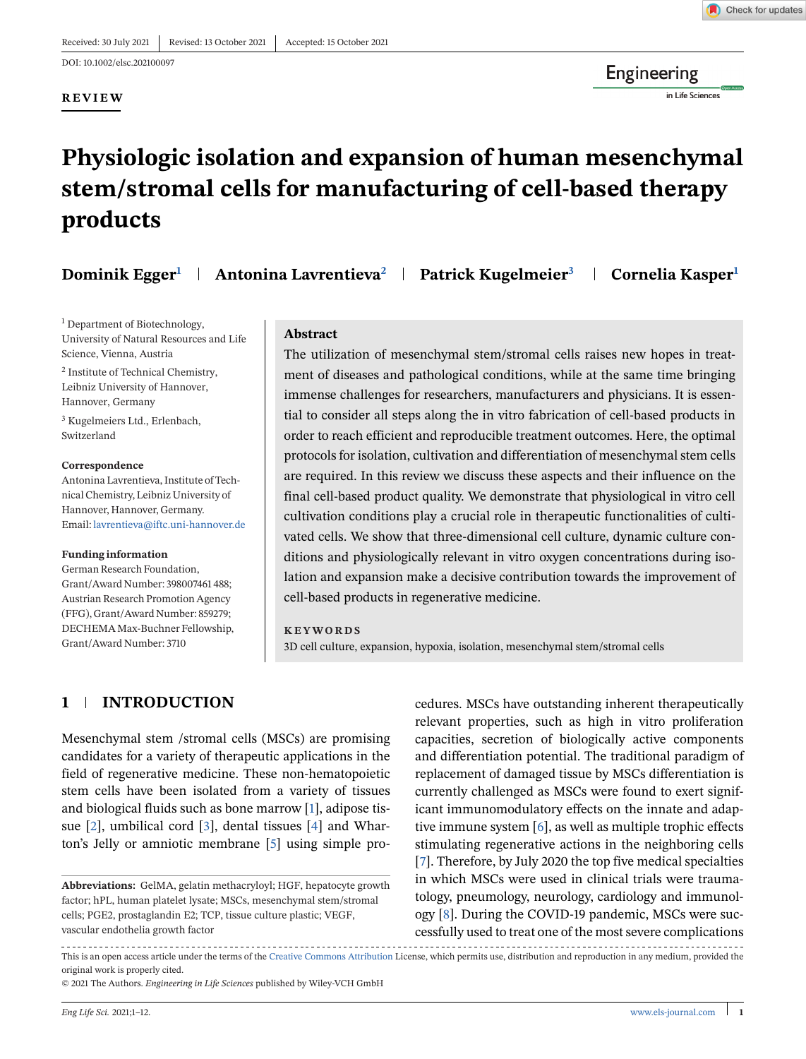Received: 30 July 2021 | Revised: 13 October 2021 | Accepted: 15 October 2021

DOI: 10.1002/elsc.202100097

**REVIEW**

# Physiologic isolation and expansion of human mesenchymal stem/stromal cells for manufacturing of cell-based therapy products

**Dominik Egger**[1] | **Antonina Lavrentieva**[2] | **Patrick Kugelmeier**[3] | **Cornelia Kasper**[1]

[1] Department of Biotechnology, University of Natural Resources and Life Science, Vienna, Austria

[2] Institute of Technical Chemistry, Leibniz University of Hannover, Hannover, Germany

[3] Kugelmeiers Ltd., Erlenbach, Switzerland

**Correspondence**

Antonina Lavrentieva, Institute of Technical Chemistry, Leibniz University of Hannover, Hannover, Germany.
Email: lavrentieva@iftc.uni-hannover.de

**Funding information**

German Research Foundation, Grant/Award Number: 398007461 488; Austrian Research Promotion Agency (FFG), Grant/Award Number: 859279; DECHEMA Max-Buchner Fellowship, Grant/Award Number: 3710

## Abstract

The utilization of mesenchymal stem/stromal cells raises new hopes in treatment of diseases and pathological conditions, while at the same time bringing immense challenges for researchers, manufacturers and physicians. It is essential to consider all steps along the in vitro fabrication of cell-based products in order to reach efficient and reproducible treatment outcomes. Here, the optimal protocols for isolation, cultivation and differentiation of mesenchymal stem cells are required. In this review we discuss these aspects and their influence on the final cell-based product quality. We demonstrate that physiological in vitro cell cultivation conditions play a crucial role in therapeutic functionalities of cultivated cells. We show that three-dimensional cell culture, dynamic culture conditions and physiologically relevant in vitro oxygen concentrations during isolation and expansion make a decisive contribution towards the improvement of cell-based products in regenerative medicine.

**KEYWORDS**

3D cell culture, expansion, hypoxia, isolation, mesenchymal stem/stromal cells

## 1 | INTRODUCTION

Mesenchymal stem /stromal cells (MSCs) are promising candidates for a variety of therapeutic applications in the field of regenerative medicine. These non-hematopoietic stem cells have been isolated from a variety of tissues and biological fluids such as bone marrow [1], adipose tissue [2], umbilical cord [3], dental tissues [4] and Wharton's Jelly or amniotic membrane [5] using simple procedures. MSCs have outstanding inherent therapeutically relevant properties, such as high in vitro proliferation capacities, secretion of biologically active components and differentiation potential. The traditional paradigm of replacement of damaged tissue by MSCs differentiation is currently challenged as MSCs were found to exert significant immunomodulatory effects on the innate and adaptive immune system [6], as well as multiple trophic effects stimulating regenerative actions in the neighboring cells [7]. Therefore, by July 2020 the top five medical specialties in which MSCs were used in clinical trials were traumatology, pneumology, neurology, cardiology and immunology [8]. During the COVID-19 pandemic, MSCs were successfully used to treat one of the most severe complications

**Abbreviations:** GelMA, gelatin methacryloyl; HGF, hepatocyte growth factor; hPL, human platelet lysate; MSCs, mesenchymal stem/stromal cells; PGE2, prostaglandin E2; TCP, tissue culture plastic; VEGF, vascular endothelia growth factor

This is an open access article under the terms of the Creative Commons Attribution License, which permits use, distribution and reproduction in any medium, provided the original work is properly cited.

© 2021 The Authors. *Engineering in Life Sciences* published by Wiley-VCH GmbH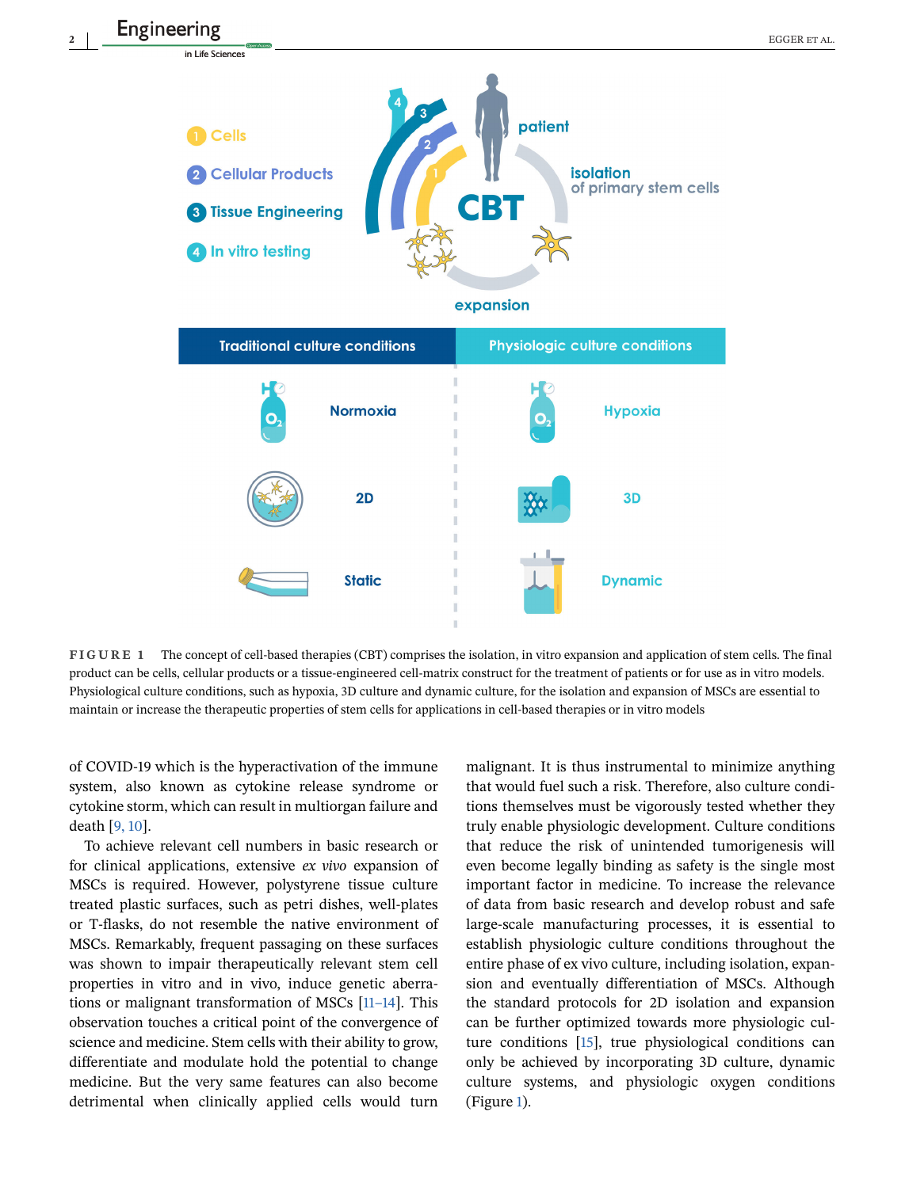FIGURE 1 The concept of cell-based therapies (CBT) comprises the isolation, in vitro expansion and application of stem cells. The final product can be cells, cellular products or a tissue-engineered cell-matrix construct for the treatment of patients or for use as in vitro models. Physiological culture conditions, such as hypoxia, 3D culture and dynamic culture, for the isolation and expansion of MSCs are essential to maintain or increase the therapeutic properties of stem cells for applications in cell-based therapies or in vitro models

of COVID-19 which is the hyperactivation of the immune system, also known as cytokine release syndrome or cytokine storm, which can result in multiorgan failure and death [9, 10].

To achieve relevant cell numbers in basic research or for clinical applications, extensive *ex vivo* expansion of MSCs is required. However, polystyrene tissue culture treated plastic surfaces, such as petri dishes, well-plates or T-flasks, do not resemble the native environment of MSCs. Remarkably, frequent passaging on these surfaces was shown to impair therapeutically relevant stem cell properties in vitro and in vivo, induce genetic aberrations or malignant transformation of MSCs [11–14]. This observation touches a critical point of the convergence of science and medicine. Stem cells with their ability to grow, differentiate and modulate hold the potential to change medicine. But the very same features can also become detrimental when clinically applied cells would turn malignant. It is thus instrumental to minimize anything that would fuel such a risk. Therefore, also culture conditions themselves must be vigorously tested whether they truly enable physiologic development. Culture conditions that reduce the risk of unintended tumorigenesis will even become legally binding as safety is the single most important factor in medicine. To increase the relevance of data from basic research and develop robust and safe large-scale manufacturing processes, it is essential to establish physiologic culture conditions throughout the entire phase of ex vivo culture, including isolation, expansion and eventually differentiation of MSCs. Although the standard protocols for 2D isolation and expansion can be further optimized towards more physiologic culture conditions [15], true physiological conditions can only be achieved by incorporating 3D culture, dynamic culture systems, and physiologic oxygen conditions (Figure 1).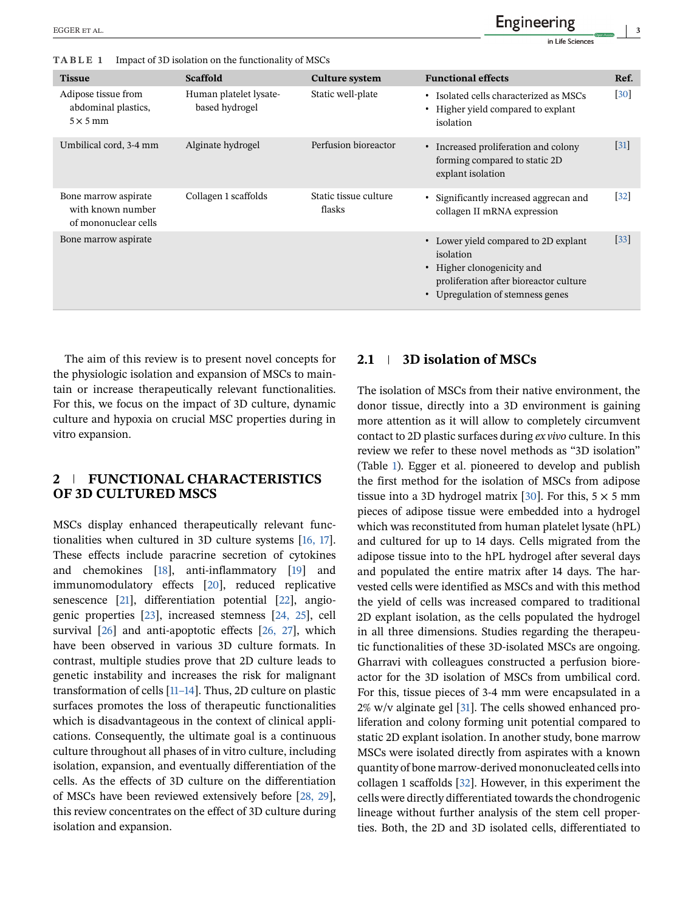**TABLE 1** Impact of 3D isolation on the functionality of MSCs

| Tissue | Scaffold | Culture system | Functional effects | Ref. |
|---|---|---|---|---|
| Adipose tissue from abdominal plastics, 5 × 5 mm | Human platelet lysate-based hydrogel | Static well-plate | • Isolated cells characterized as MSCs<br>• Higher yield compared to explant isolation | [30] |
| Umbilical cord, 3-4 mm | Alginate hydrogel | Perfusion bioreactor | • Increased proliferation and colony forming compared to static 2D explant isolation | [31] |
| Bone marrow aspirate with known number of mononuclear cells | Collagen 1 scaffolds | Static tissue culture flasks | • Significantly increased aggrecan and collagen II mRNA expression | [32] |
| Bone marrow aspirate | | | • Lower yield compared to 2D explant isolation<br>• Higher clonogenicity and proliferation after bioreactor culture<br>• Upregulation of stemness genes | [33] |

The aim of this review is to present novel concepts for the physiologic isolation and expansion of MSCs to maintain or increase therapeutically relevant functionalities. For this, we focus on the impact of 3D culture, dynamic culture and hypoxia on crucial MSC properties during in vitro expansion.

## 2 | FUNCTIONAL CHARACTERISTICS OF 3D CULTURED MSCS

MSCs display enhanced therapeutically relevant functionalities when cultured in 3D culture systems [16, 17]. These effects include paracrine secretion of cytokines and chemokines [18], anti-inflammatory [19] and immunomodulatory effects [20], reduced replicative senescence [21], differentiation potential [22], angiogenic properties [23], increased stemness [24, 25], cell survival [26] and anti-apoptotic effects [26, 27], which have been observed in various 3D culture formats. In contrast, multiple studies prove that 2D culture leads to genetic instability and increases the risk for malignant transformation of cells [11–14]. Thus, 2D culture on plastic surfaces promotes the loss of therapeutic functionalities which is disadvantageous in the context of clinical applications. Consequently, the ultimate goal is a continuous culture throughout all phases of in vitro culture, including isolation, expansion, and eventually differentiation of the cells. As the effects of 3D culture on the differentiation of MSCs have been reviewed extensively before [28, 29], this review concentrates on the effect of 3D culture during isolation and expansion.

### 2.1 | 3D isolation of MSCs

The isolation of MSCs from their native environment, the donor tissue, directly into a 3D environment is gaining more attention as it will allow to completely circumvent contact to 2D plastic surfaces during *ex vivo* culture. In this review we refer to these novel methods as "3D isolation" (Table 1). Egger et al. pioneered to develop and publish the first method for the isolation of MSCs from adipose tissue into a 3D hydrogel matrix [30]. For this, 5 × 5 mm pieces of adipose tissue were embedded into a hydrogel which was reconstituted from human platelet lysate (hPL) and cultured for up to 14 days. Cells migrated from the adipose tissue into to the hPL hydrogel after several days and populated the entire matrix after 14 days. The harvested cells were identified as MSCs and with this method the yield of cells was increased compared to traditional 2D explant isolation, as the cells populated the hydrogel in all three dimensions. Studies regarding the therapeutic functionalities of these 3D-isolated MSCs are ongoing. Gharravi with colleagues constructed a perfusion bioreactor for the 3D isolation of MSCs from umbilical cord. For this, tissue pieces of 3-4 mm were encapsulated in a 2% w/v alginate gel [31]. The cells showed enhanced proliferation and colony forming unit potential compared to static 2D explant isolation. In another study, bone marrow MSCs were isolated directly from aspirates with a known quantity of bone marrow-derived mononucleated cells into collagen 1 scaffolds [32]. However, in this experiment the cells were directly differentiated towards the chondrogenic lineage without further analysis of the stem cell properties. Both, the 2D and 3D isolated cells, differentiated to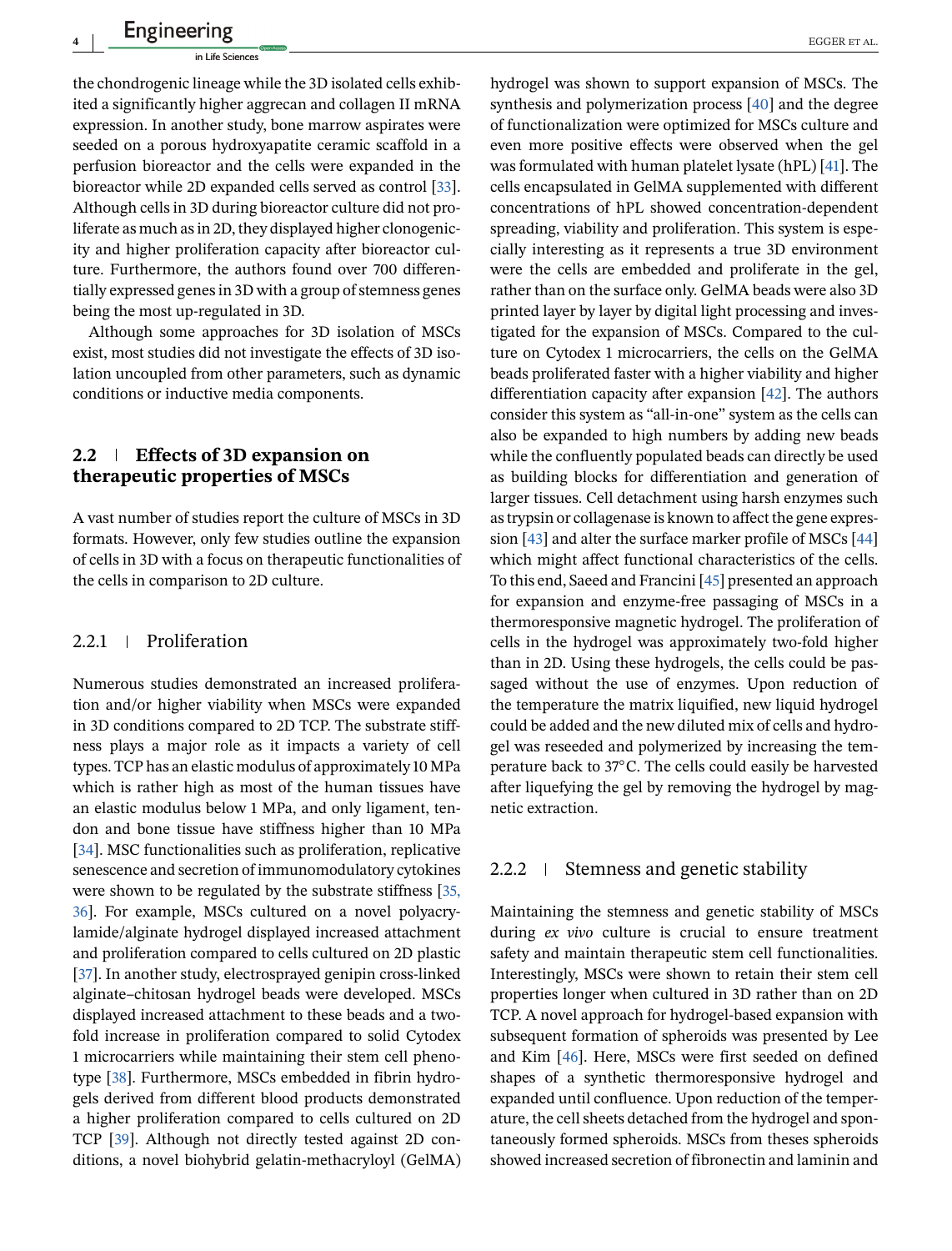the chondrogenic lineage while the 3D isolated cells exhibited a significantly higher aggrecan and collagen II mRNA expression. In another study, bone marrow aspirates were seeded on a porous hydroxyapatite ceramic scaffold in a perfusion bioreactor and the cells were expanded in the bioreactor while 2D expanded cells served as control [33]. Although cells in 3D during bioreactor culture did not proliferate as much as in 2D, they displayed higher clonogenicity and higher proliferation capacity after bioreactor culture. Furthermore, the authors found over 700 differentially expressed genes in 3D with a group of stemness genes being the most up-regulated in 3D.

Although some approaches for 3D isolation of MSCs exist, most studies did not investigate the effects of 3D isolation uncoupled from other parameters, such as dynamic conditions or inductive media components.

### 2.2 | Effects of 3D expansion on therapeutic properties of MSCs

A vast number of studies report the culture of MSCs in 3D formats. However, only few studies outline the expansion of cells in 3D with a focus on therapeutic functionalities of the cells in comparison to 2D culture.

#### 2.2.1 | Proliferation

Numerous studies demonstrated an increased proliferation and/or higher viability when MSCs were expanded in 3D conditions compared to 2D TCP. The substrate stiffness plays a major role as it impacts a variety of cell types. TCP has an elastic modulus of approximately 10 MPa which is rather high as most of the human tissues have an elastic modulus below 1 MPa, and only ligament, tendon and bone tissue have stiffness higher than 10 MPa [34]. MSC functionalities such as proliferation, replicative senescence and secretion of immunomodulatory cytokines were shown to be regulated by the substrate stiffness [35, 36]. For example, MSCs cultured on a novel polyacrylamide/alginate hydrogel displayed increased attachment and proliferation compared to cells cultured on 2D plastic [37]. In another study, electrosprayed genipin cross-linked alginate–chitosan hydrogel beads were developed. MSCs displayed increased attachment to these beads and a two-fold increase in proliferation compared to solid Cytodex 1 microcarriers while maintaining their stem cell phenotype [38]. Furthermore, MSCs embedded in fibrin hydrogels derived from different blood products demonstrated a higher proliferation compared to cells cultured on 2D TCP [39]. Although not directly tested against 2D conditions, a novel biohybrid gelatin-methacryloyl (GelMA) hydrogel was shown to support expansion of MSCs. The synthesis and polymerization process [40] and the degree of functionalization were optimized for MSCs culture and even more positive effects were observed when the gel was formulated with human platelet lysate (hPL) [41]. The cells encapsulated in GelMA supplemented with different concentrations of hPL showed concentration-dependent spreading, viability and proliferation. This system is especially interesting as it represents a true 3D environment were the cells are embedded and proliferate in the gel, rather than on the surface only. GelMA beads were also 3D printed layer by layer by digital light processing and investigated for the expansion of MSCs. Compared to the culture on Cytodex 1 microcarriers, the cells on the GelMA beads proliferated faster with a higher viability and higher differentiation capacity after expansion [42]. The authors consider this system as "all-in-one" system as the cells can also be expanded to high numbers by adding new beads while the confluently populated beads can directly be used as building blocks for differentiation and generation of larger tissues. Cell detachment using harsh enzymes such as trypsin or collagenase is known to affect the gene expression [43] and alter the surface marker profile of MSCs [44] which might affect functional characteristics of the cells. To this end, Saeed and Francini [45] presented an approach for expansion and enzyme-free passaging of MSCs in a thermoresponsive magnetic hydrogel. The proliferation of cells in the hydrogel was approximately two-fold higher than in 2D. Using these hydrogels, the cells could be passaged without the use of enzymes. Upon reduction of the temperature the matrix liquified, new liquid hydrogel could be added and the new diluted mix of cells and hydrogel was reseeded and polymerized by increasing the temperature back to 37°C. The cells could easily be harvested after liquefying the gel by removing the hydrogel by magnetic extraction.

#### 2.2.2 | Stemness and genetic stability

Maintaining the stemness and genetic stability of MSCs during *ex vivo* culture is crucial to ensure treatment safety and maintain therapeutic stem cell functionalities. Interestingly, MSCs were shown to retain their stem cell properties longer when cultured in 3D rather than on 2D TCP. A novel approach for hydrogel-based expansion with subsequent formation of spheroids was presented by Lee and Kim [46]. Here, MSCs were first seeded on defined shapes of a synthetic thermoresponsive hydrogel and expanded until confluence. Upon reduction of the temperature, the cell sheets detached from the hydrogel and spontaneously formed spheroids. MSCs from theses spheroids showed increased secretion of fibronectin and laminin and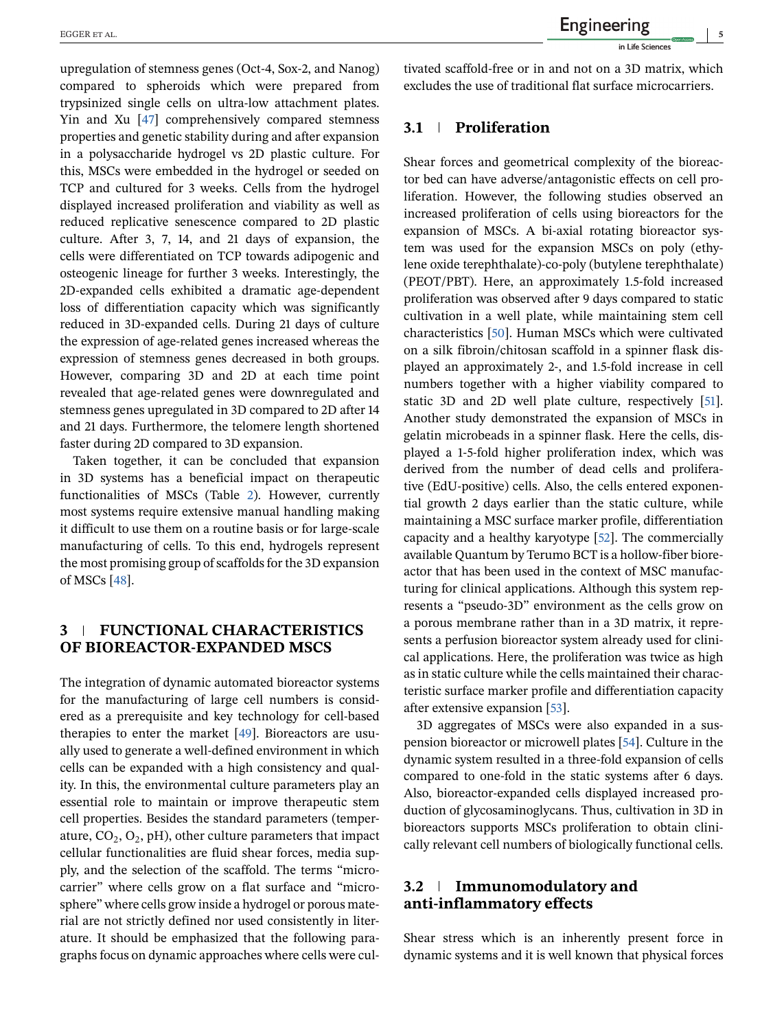upregulation of stemness genes (Oct-4, Sox-2, and Nanog) compared to spheroids which were prepared from trypsinized single cells on ultra-low attachment plates. Yin and Xu [47] comprehensively compared stemness properties and genetic stability during and after expansion in a polysaccharide hydrogel vs 2D plastic culture. For this, MSCs were embedded in the hydrogel or seeded on TCP and cultured for 3 weeks. Cells from the hydrogel displayed increased proliferation and viability as well as reduced replicative senescence compared to 2D plastic culture. After 3, 7, 14, and 21 days of expansion, the cells were differentiated on TCP towards adipogenic and osteogenic lineage for further 3 weeks. Interestingly, the 2D-expanded cells exhibited a dramatic age-dependent loss of differentiation capacity which was significantly reduced in 3D-expanded cells. During 21 days of culture the expression of age-related genes increased whereas the expression of stemness genes decreased in both groups. However, comparing 3D and 2D at each time point revealed that age-related genes were downregulated and stemness genes upregulated in 3D compared to 2D after 14 and 21 days. Furthermore, the telomere length shortened faster during 2D compared to 3D expansion.

Taken together, it can be concluded that expansion in 3D systems has a beneficial impact on therapeutic functionalities of MSCs (Table 2). However, currently most systems require extensive manual handling making it difficult to use them on a routine basis or for large-scale manufacturing of cells. To this end, hydrogels represent the most promising group of scaffolds for the 3D expansion of MSCs [48].

## 3 | FUNCTIONAL CHARACTERISTICS OF BIOREACTOR-EXPANDED MSCS

The integration of dynamic automated bioreactor systems for the manufacturing of large cell numbers is considered as a prerequisite and key technology for cell-based therapies to enter the market [49]. Bioreactors are usually used to generate a well-defined environment in which cells can be expanded with a high consistency and quality. In this, the environmental culture parameters play an essential role to maintain or improve therapeutic stem cell properties. Besides the standard parameters (temperature, $CO_2$, $O_2$, pH), other culture parameters that impact cellular functionalities are fluid shear forces, media supply, and the selection of the scaffold. The terms "microcarrier" where cells grow on a flat surface and "microsphere" where cells grow inside a hydrogel or porous material are not strictly defined nor used consistently in literature. It should be emphasized that the following paragraphs focus on dynamic approaches where cells were cultivated scaffold-free or in and not on a 3D matrix, which excludes the use of traditional flat surface microcarriers.

### 3.1 | Proliferation

Shear forces and geometrical complexity of the bioreactor bed can have adverse/antagonistic effects on cell proliferation. However, the following studies observed an increased proliferation of cells using bioreactors for the expansion of MSCs. A bi-axial rotating bioreactor system was used for the expansion MSCs on poly (ethylene oxide terephthalate)-co-poly (butylene terephthalate) (PEOT/PBT). Here, an approximately 1.5-fold increased proliferation was observed after 9 days compared to static cultivation in a well plate, while maintaining stem cell characteristics [50]. Human MSCs which were cultivated on a silk fibroin/chitosan scaffold in a spinner flask displayed an approximately 2-, and 1.5-fold increase in cell numbers together with a higher viability compared to static 3D and 2D well plate culture, respectively [51]. Another study demonstrated the expansion of MSCs in gelatin microbeads in a spinner flask. Here the cells, displayed a 1-5-fold higher proliferation index, which was derived from the number of dead cells and proliferative (EdU-positive) cells. Also, the cells entered exponential growth 2 days earlier than the static culture, while maintaining a MSC surface marker profile, differentiation capacity and a healthy karyotype [52]. The commercially available Quantum by Terumo BCT is a hollow-fiber bioreactor that has been used in the context of MSC manufacturing for clinical applications. Although this system represents a "pseudo-3D" environment as the cells grow on a porous membrane rather than in a 3D matrix, it represents a perfusion bioreactor system already used for clinical applications. Here, the proliferation was twice as high as in static culture while the cells maintained their characteristic surface marker profile and differentiation capacity after extensive expansion [53].

3D aggregates of MSCs were also expanded in a suspension bioreactor or microwell plates [54]. Culture in the dynamic system resulted in a three-fold expansion of cells compared to one-fold in the static systems after 6 days. Also, bioreactor-expanded cells displayed increased production of glycosaminoglycans. Thus, cultivation in 3D in bioreactors supports MSCs proliferation to obtain clinically relevant cell numbers of biologically functional cells.

### 3.2 | Immunomodulatory and anti-inflammatory effects

Shear stress which is an inherently present force in dynamic systems and it is well known that physical forces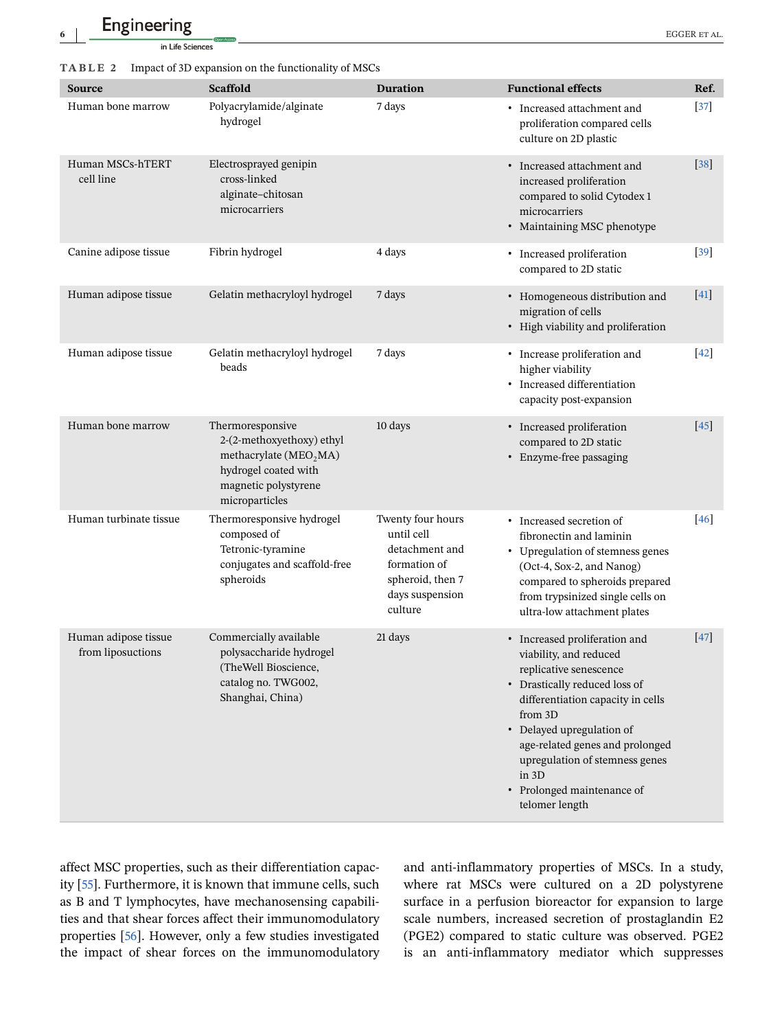**TABLE 2** Impact of 3D expansion on the functionality of MSCs

| Source | Scaffold | Duration | Functional effects | Ref. |
|---|---|---|---|---|
| Human bone marrow | Polyacrylamide/alginate hydrogel | 7 days | • Increased attachment and proliferation compared cells culture on 2D plastic | [37] |
| Human MSCs-hTERT cell line | Electrosprayed genipin cross-linked alginate–chitosan microcarriers | | • Increased attachment and increased proliferation compared to solid Cytodex 1 microcarriers<br>• Maintaining MSC phenotype | [38] |
| Canine adipose tissue | Fibrin hydrogel | 4 days | • Increased proliferation compared to 2D static | [39] |
| Human adipose tissue | Gelatin methacryloyl hydrogel | 7 days | • Homogeneous distribution and migration of cells<br>• High viability and proliferation | [41] |
| Human adipose tissue | Gelatin methacryloyl hydrogel beads | 7 days | • Increase proliferation and higher viability<br>• Increased differentiation capacity post-expansion | [42] |
| Human bone marrow | Thermoresponsive 2-(2-methoxyethoxy) ethyl methacrylate ($MEO_2MA$) hydrogel coated with magnetic polystyrene microparticles | 10 days | • Increased proliferation compared to 2D static<br>• Enzyme-free passaging | [45] |
| Human turbinate tissue | Thermoresponsive hydrogel composed of Tetronic-tyramine conjugates and scaffold-free spheroids | Twenty four hours until cell detachment and formation of spheroid, then 7 days suspension culture | • Increased secretion of fibronectin and laminin<br>• Upregulation of stemness genes (Oct-4, Sox-2, and Nanog) compared to spheroids prepared from trypsinized single cells on ultra-low attachment plates | [46] |
| Human adipose tissue from liposuctions | Commercially available polysaccharide hydrogel (TheWell Bioscience, catalog no. TWG002, Shanghai, China) | 21 days | • Increased proliferation and viability, and reduced replicative senescence<br>• Drastically reduced loss of differentiation capacity in cells from 3D<br>• Delayed upregulation of age-related genes and prolonged upregulation of stemness genes in 3D<br>• Prolonged maintenance of telomer length | [47] |

affect MSC properties, such as their differentiation capacity [55]. Furthermore, it is known that immune cells, such as B and T lymphocytes, have mechanosensing capabilities and that shear forces affect their immunomodulatory properties [56]. However, only a few studies investigated the impact of shear forces on the immunomodulatory and anti-inflammatory properties of MSCs. In a study, where rat MSCs were cultured on a 2D polystyrene surface in a perfusion bioreactor for expansion to large scale numbers, increased secretion of prostaglandin E2 (PGE2) compared to static culture was observed. PGE2 is an anti-inflammatory mediator which suppresses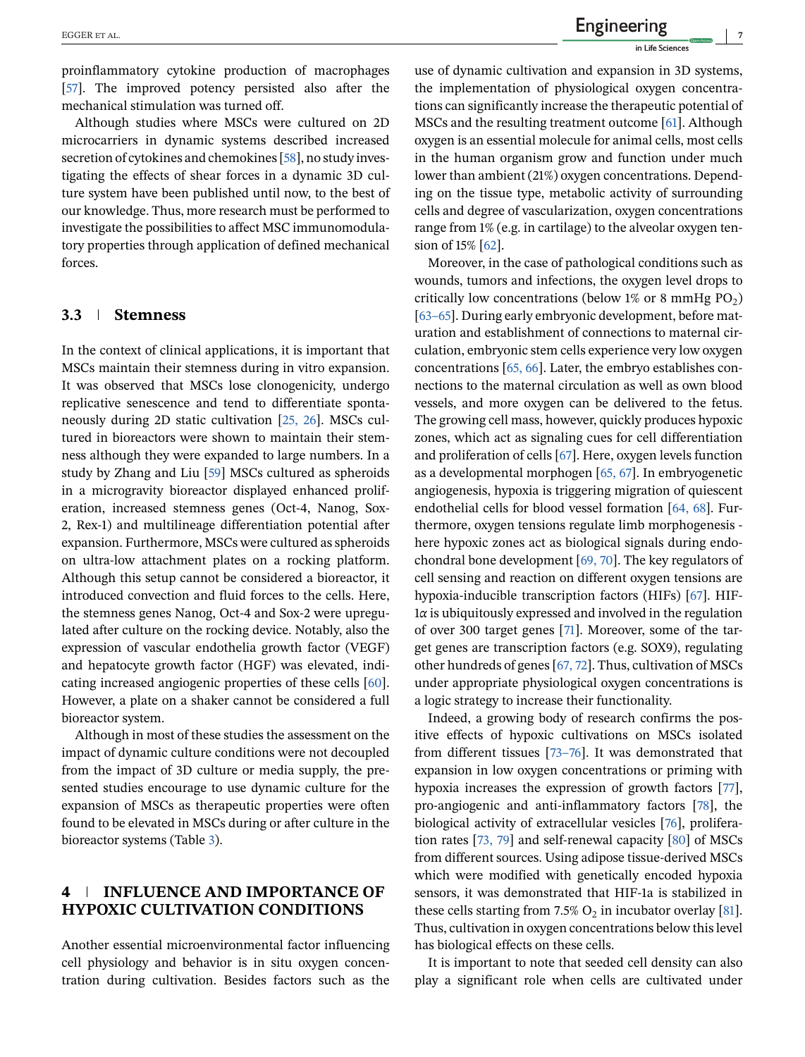proinflammatory cytokine production of macrophages [57]. The improved potency persisted also after the mechanical stimulation was turned off.

Although studies where MSCs were cultured on 2D microcarriers in dynamic systems described increased secretion of cytokines and chemokines [58], no study investigating the effects of shear forces in a dynamic 3D culture system have been published until now, to the best of our knowledge. Thus, more research must be performed to investigate the possibilities to affect MSC immunomodulatory properties through application of defined mechanical forces.

### 3.3 Stemness

In the context of clinical applications, it is important that MSCs maintain their stemness during in vitro expansion. It was observed that MSCs lose clonogenicity, undergo replicative senescence and tend to differentiate spontaneously during 2D static cultivation [25, 26]. MSCs cultured in bioreactors were shown to maintain their stemness although they were expanded to large numbers. In a study by Zhang and Liu [59] MSCs cultured as spheroids in a microgravity bioreactor displayed enhanced proliferation, increased stemness genes (Oct-4, Nanog, Sox-2, Rex-1) and multilineage differentiation potential after expansion. Furthermore, MSCs were cultured as spheroids on ultra-low attachment plates on a rocking platform. Although this setup cannot be considered a bioreactor, it introduced convection and fluid forces to the cells. Here, the stemness genes Nanog, Oct-4 and Sox-2 were upregulated after culture on the rocking device. Notably, also the expression of vascular endothelia growth factor (VEGF) and hepatocyte growth factor (HGF) was elevated, indicating increased angiogenic properties of these cells [60]. However, a plate on a shaker cannot be considered a full bioreactor system.

Although in most of these studies the assessment on the impact of dynamic culture conditions were not decoupled from the impact of 3D culture or media supply, the presented studies encourage to use dynamic culture for the expansion of MSCs as therapeutic properties were often found to be elevated in MSCs during or after culture in the bioreactor systems (Table 3).

## 4 INFLUENCE AND IMPORTANCE OF HYPOXIC CULTIVATION CONDITIONS

Another essential microenvironmental factor influencing cell physiology and behavior is in situ oxygen concentration during cultivation. Besides factors such as the use of dynamic cultivation and expansion in 3D systems, the implementation of physiological oxygen concentrations can significantly increase the therapeutic potential of MSCs and the resulting treatment outcome [61]. Although oxygen is an essential molecule for animal cells, most cells in the human organism grow and function under much lower than ambient (21%) oxygen concentrations. Depending on the tissue type, metabolic activity of surrounding cells and degree of vascularization, oxygen concentrations range from 1% (e.g. in cartilage) to the alveolar oxygen tension of 15% [62].

Moreover, in the case of pathological conditions such as wounds, tumors and infections, the oxygen level drops to critically low concentrations (below 1% or 8 mmHg $PO_2$) [63–65]. During early embryonic development, before maturation and establishment of connections to maternal circulation, embryonic stem cells experience very low oxygen concentrations [65, 66]. Later, the embryo establishes connections to the maternal circulation as well as own blood vessels, and more oxygen can be delivered to the fetus. The growing cell mass, however, quickly produces hypoxic zones, which act as signaling cues for cell differentiation and proliferation of cells [67]. Here, oxygen levels function as a developmental morphogen [65, 67]. In embryogenetic angiogenesis, hypoxia is triggering migration of quiescent endothelial cells for blood vessel formation [64, 68]. Furthermore, oxygen tensions regulate limb morphogenesis - here hypoxic zones act as biological signals during endochondral bone development [69, 70]. The key regulators of cell sensing and reaction on different oxygen tensions are hypoxia-inducible transcription factors (HIFs) [67]. HIF-$1\alpha$ is ubiquitously expressed and involved in the regulation of over 300 target genes [71]. Moreover, some of the target genes are transcription factors (e.g. SOX9), regulating other hundreds of genes [67, 72]. Thus, cultivation of MSCs under appropriate physiological oxygen concentrations is a logic strategy to increase their functionality.

Indeed, a growing body of research confirms the positive effects of hypoxic cultivations on MSCs isolated from different tissues [73–76]. It was demonstrated that expansion in low oxygen concentrations or priming with hypoxia increases the expression of growth factors [77], pro-angiogenic and anti-inflammatory factors [78], the biological activity of extracellular vesicles [76], proliferation rates [73, 79] and self-renewal capacity [80] of MSCs from different sources. Using adipose tissue-derived MSCs which were modified with genetically encoded hypoxia sensors, it was demonstrated that HIF-1a is stabilized in these cells starting from 7.5% $O_2$ in incubator overlay [81]. Thus, cultivation in oxygen concentrations below this level has biological effects on these cells.

It is important to note that seeded cell density can also play a significant role when cells are cultivated under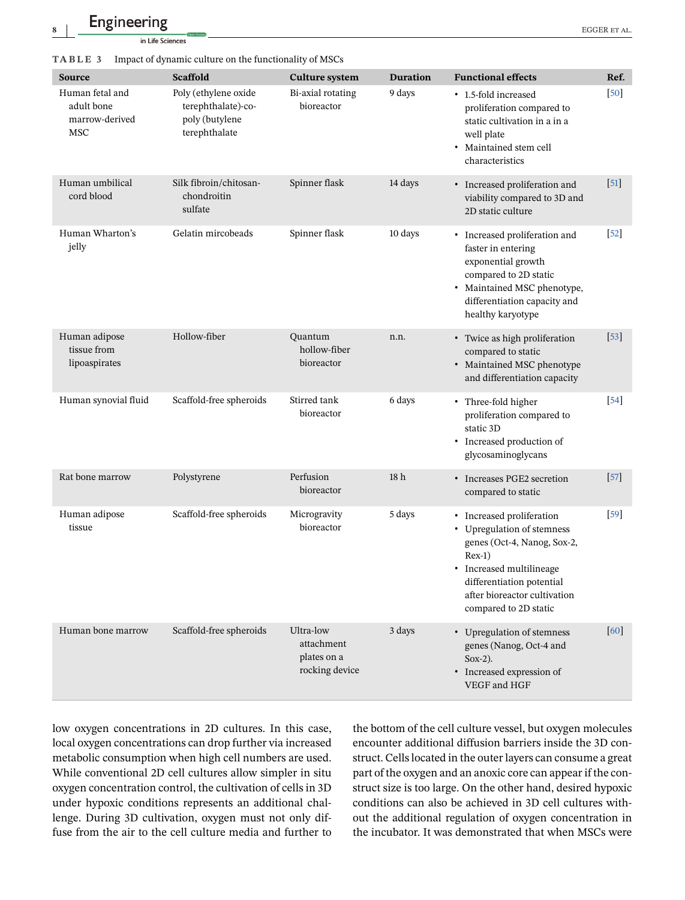**TABLE 3** Impact of dynamic culture on the functionality of MSCs

| Source | Scaffold | Culture system | Duration | Functional effects | Ref. |
|---|---|---|---|---|---|
| Human fetal and adult bone marrow-derived MSC | Poly (ethylene oxide terephthalate)-co-poly (butylene terephthalate | Bi-axial rotating bioreactor | 9 days | • 1.5-fold increased proliferation compared to static cultivation in a in a well plate<br>• Maintained stem cell characteristics | [50] |
| Human umbilical cord blood | Silk fibroin/chitosan-chondroitin sulfate | Spinner flask | 14 days | • Increased proliferation and viability compared to 3D and 2D static culture | [51] |
| Human Wharton's jelly | Gelatin mircobeads | Spinner flask | 10 days | • Increased proliferation and faster in entering exponential growth compared to 2D static<br>• Maintained MSC phenotype, differentiation capacity and healthy karyotype | [52] |
| Human adipose tissue from lipoaspirates | Hollow-fiber | Quantum hollow-fiber bioreactor | n.n. | • Twice as high proliferation compared to static<br>• Maintained MSC phenotype and differentiation capacity | [53] |
| Human synovial fluid | Scaffold-free spheroids | Stirred tank bioreactor | 6 days | • Three-fold higher proliferation compared to static 3D<br>• Increased production of glycosaminoglycans | [54] |
| Rat bone marrow | Polystyrene | Perfusion bioreactor | 18 h | • Increases PGE2 secretion compared to static | [57] |
| Human adipose tissue | Scaffold-free spheroids | Microgravity bioreactor | 5 days | • Increased proliferation<br>• Upregulation of stemness genes (Oct-4, Nanog, Sox-2, Rex-1)<br>• Increased multilineage differentiation potential after bioreactor cultivation compared to 2D static | [59] |
| Human bone marrow | Scaffold-free spheroids | Ultra-low attachment plates on a rocking device | 3 days | • Upregulation of stemness genes (Nanog, Oct-4 and Sox-2).<br>• Increased expression of VEGF and HGF | [60] |

low oxygen concentrations in 2D cultures. In this case, local oxygen concentrations can drop further via increased metabolic consumption when high cell numbers are used. While conventional 2D cell cultures allow simpler in situ oxygen concentration control, the cultivation of cells in 3D under hypoxic conditions represents an additional challenge. During 3D cultivation, oxygen must not only diffuse from the air to the cell culture media and further to the bottom of the cell culture vessel, but oxygen molecules encounter additional diffusion barriers inside the 3D construct. Cells located in the outer layers can consume a great part of the oxygen and an anoxic core can appear if the construct size is too large. On the other hand, desired hypoxic conditions can also be achieved in 3D cell cultures without the additional regulation of oxygen concentration in the incubator. It was demonstrated that when MSCs were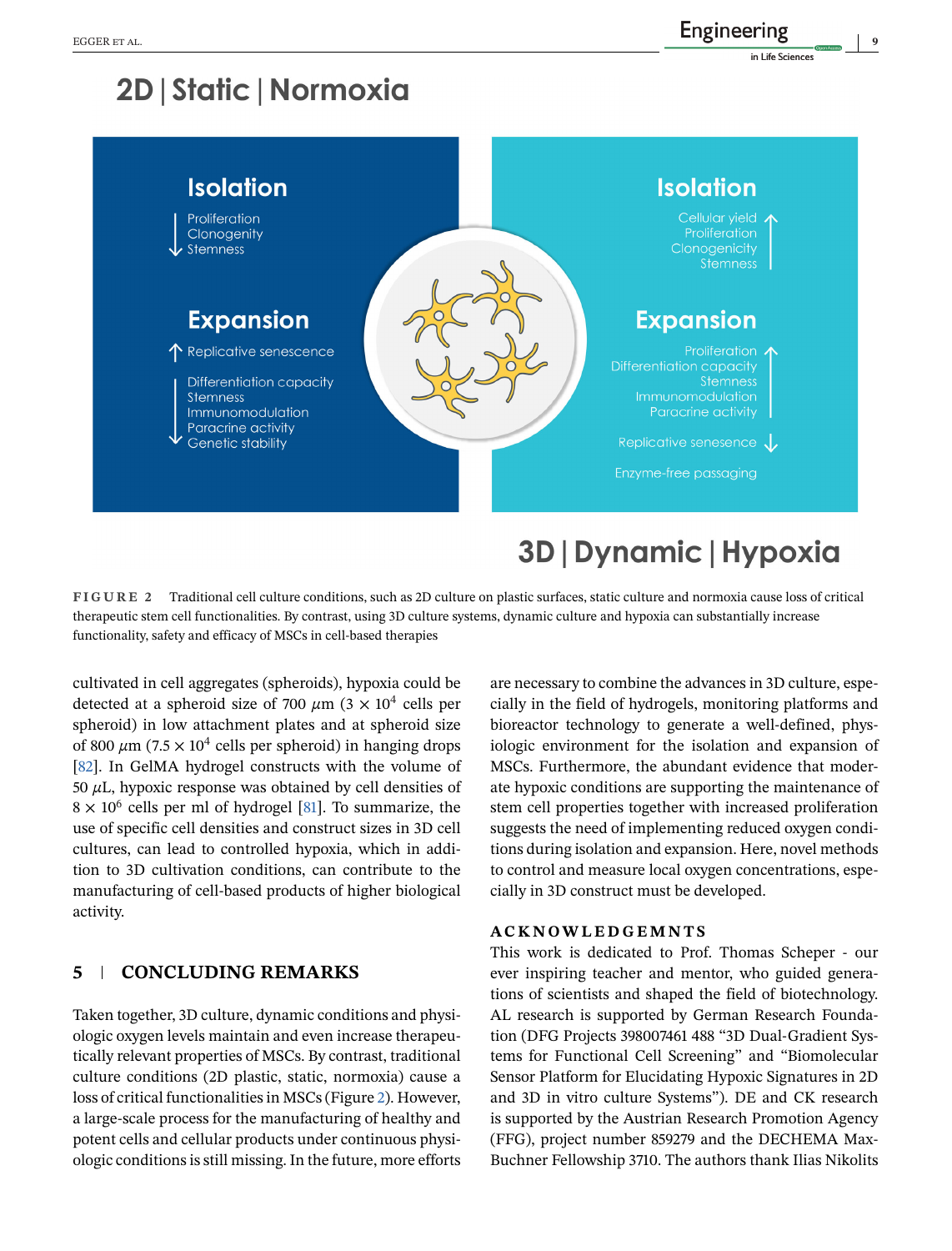## 2D | Static | Normoxia

**Isolation**

↓ Proliferation
Clonogenity
Stemness

**Expansion**

↑ Replicative senescence

↓ Differentiation capacity
Stemness
Immunomodulation
Paracrine activity
Genetic stability

**Isolation**

Cellular yield ↑
Proliferation
Clonogenicity
Stemness

**Expansion**

Proliferation ↑
Differentiation capacity
Stemness
Immunomodulation
Paracrine activity

Replicative senesence ↓

Enzyme-free passaging

## 3D | Dynamic | Hypoxia

**FIGURE 2** Traditional cell culture conditions, such as 2D culture on plastic surfaces, static culture and normoxia cause loss of critical therapeutic stem cell functionalities. By contrast, using 3D culture systems, dynamic culture and hypoxia can substantially increase functionality, safety and efficacy of MSCs in cell-based therapies

cultivated in cell aggregates (spheroids), hypoxia could be detected at a spheroid size of 700 $\mu$m ($3 \times 10^4$ cells per spheroid) in low attachment plates and at spheroid size of 800 $\mu$m ($7.5 \times 10^4$ cells per spheroid) in hanging drops [82]. In GelMA hydrogel constructs with the volume of 50 $\mu$L, hypoxic response was obtained by cell densities of $8 \times 10^6$ cells per ml of hydrogel [81]. To summarize, the use of specific cell densities and construct sizes in 3D cell cultures, can lead to controlled hypoxia, which in addition to 3D cultivation conditions, can contribute to the manufacturing of cell-based products of higher biological activity.

## 5 | CONCLUDING REMARKS

Taken together, 3D culture, dynamic conditions and physiologic oxygen levels maintain and even increase therapeutically relevant properties of MSCs. By contrast, traditional culture conditions (2D plastic, static, normoxia) cause a loss of critical functionalities in MSCs (Figure 2). However, a large-scale process for the manufacturing of healthy and potent cells and cellular products under continuous physiologic conditions is still missing. In the future, more efforts are necessary to combine the advances in 3D culture, especially in the field of hydrogels, monitoring platforms and bioreactor technology to generate a well-defined, physiologic environment for the isolation and expansion of MSCs. Furthermore, the abundant evidence that moderate hypoxic conditions are supporting the maintenance of stem cell properties together with increased proliferation suggests the need of implementing reduced oxygen conditions during isolation and expansion. Here, novel methods to control and measure local oxygen concentrations, especially in 3D construct must be developed.

## ACKNOWLEDGEMNTS

This work is dedicated to Prof. Thomas Scheper - our ever inspiring teacher and mentor, who guided generations of scientists and shaped the field of biotechnology. AL research is supported by German Research Foundation (DFG Projects 398007461 488 "3D Dual-Gradient Systems for Functional Cell Screening" and "Biomolecular Sensor Platform for Elucidating Hypoxic Signatures in 2D and 3D in vitro culture Systems"). DE and CK research is supported by the Austrian Research Promotion Agency (FFG), project number 859279 and the DECHEMA Max-Buchner Fellowship 3710. The authors thank Ilias Nikolits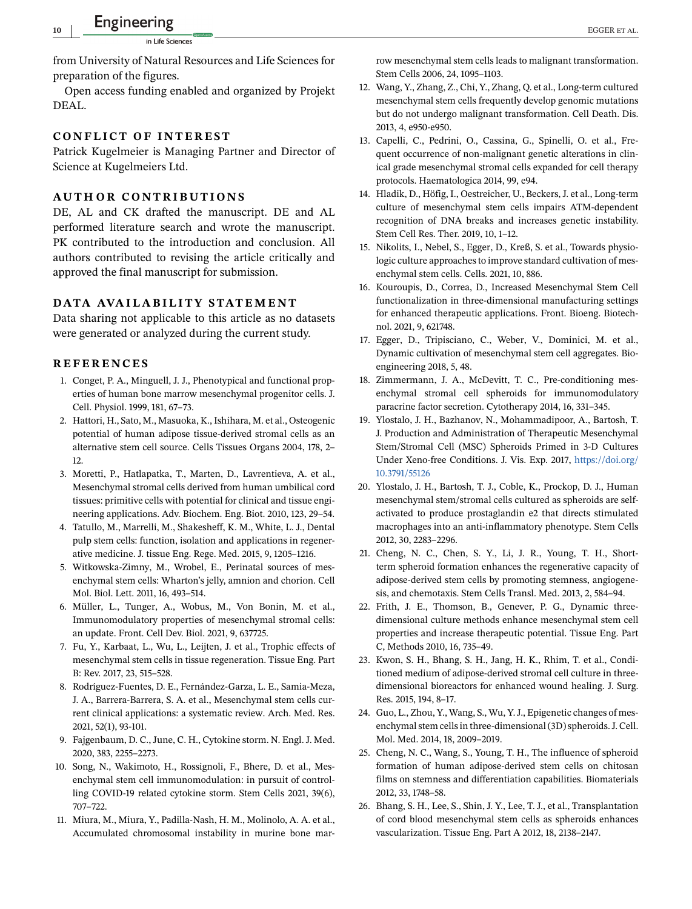from University of Natural Resources and Life Sciences for preparation of the figures.

Open access funding enabled and organized by Projekt DEAL.

## CONFLICT OF INTEREST

Patrick Kugelmeier is Managing Partner and Director of Science at Kugelmeiers Ltd.

## AUTHOR CONTRIBUTIONS

DE, AL and CK drafted the manuscript. DE and AL performed literature search and wrote the manuscript. PK contributed to the introduction and conclusion. All authors contributed to revising the article critically and approved the final manuscript for submission.

## DATA AVAILABILITY STATEMENT

Data sharing not applicable to this article as no datasets were generated or analyzed during the current study.

## REFERENCES

1. Conget, P. A., Minguell, J. J., Phenotypical and functional properties of human bone marrow mesenchymal progenitor cells. J. Cell. Physiol. 1999, 181, 67–73.
2. Hattori, H., Sato, M., Masuoka, K., Ishihara, M. et al., Osteogenic potential of human adipose tissue-derived stromal cells as an alternative stem cell source. Cells Tissues Organs 2004, 178, 2–12.
3. Moretti, P., Hatlapatka, T., Marten, D., Lavrentieva, A. et al., Mesenchymal stromal cells derived from human umbilical cord tissues: primitive cells with potential for clinical and tissue engineering applications. Adv. Biochem. Eng. Biot. 2010, 123, 29–54.
4. Tatullo, M., Marrelli, M., Shakesheff, K. M., White, L. J., Dental pulp stem cells: function, isolation and applications in regenerative medicine. J. tissue Eng. Rege. Med. 2015, 9, 1205–1216.
5. Witkowska-Zimny, M., Wrobel, E., Perinatal sources of mesenchymal stem cells: Wharton's jelly, amnion and chorion. Cell Mol. Biol. Lett. 2011, 16, 493–514.
6. Müller, L., Tunger, A., Wobus, M., Von Bonin, M. et al., Immunomodulatory properties of mesenchymal stromal cells: an update. Front. Cell Dev. Biol. 2021, 9, 637725.
7. Fu, Y., Karbaat, L., Wu, L., Leijten, J. et al., Trophic effects of mesenchymal stem cells in tissue regeneration. Tissue Eng. Part B: Rev. 2017, 23, 515–528.
8. Rodríguez-Fuentes, D. E., Fernández-Garza, L. E., Samia-Meza, J. A., Barrera-Barrera, S. A. et al., Mesenchymal stem cells current clinical applications: a systematic review. Arch. Med. Res. 2021, 52(1), 93-101.
9. Fajgenbaum, D. C., June, C. H., Cytokine storm. N. Engl. J. Med. 2020, 383, 2255–2273.
10. Song, N., Wakimoto, H., Rossignoli, F., Bhere, D. et al., Mesenchymal stem cell immunomodulation: in pursuit of controlling COVID-19 related cytokine storm. Stem Cells 2021, 39(6), 707–722.
11. Miura, M., Miura, Y., Padilla-Nash, H. M., Molinolo, A. A. et al., Accumulated chromosomal instability in murine bone marrow mesenchymal stem cells leads to malignant transformation. Stem Cells 2006, 24, 1095–1103.
12. Wang, Y., Zhang, Z., Chi, Y., Zhang, Q. et al., Long-term cultured mesenchymal stem cells frequently develop genomic mutations but do not undergo malignant transformation. Cell Death. Dis. 2013, 4, e950-e950.
13. Capelli, C., Pedrini, O., Cassina, G., Spinelli, O. et al., Frequent occurrence of non-malignant genetic alterations in clinical grade mesenchymal stromal cells expanded for cell therapy protocols. Haematologica 2014, 99, e94.
14. Hladik, D., Höfig, I., Oestreicher, U., Beckers, J. et al., Long-term culture of mesenchymal stem cells impairs ATM-dependent recognition of DNA breaks and increases genetic instability. Stem Cell Res. Ther. 2019, 10, 1–12.
15. Nikolits, I., Nebel, S., Egger, D., Kreß, S. et al., Towards physiologic culture approaches to improve standard cultivation of mesenchymal stem cells. Cells. 2021, 10, 886.
16. Kouroupis, D., Correa, D., Increased Mesenchymal Stem Cell functionalization in three-dimensional manufacturing settings for enhanced therapeutic applications. Front. Bioeng. Biotechnol. 2021, 9, 621748.
17. Egger, D., Tripisciano, C., Weber, V., Dominici, M. et al., Dynamic cultivation of mesenchymal stem cell aggregates. Bioengineering 2018, 5, 48.
18. Zimmermann, J. A., McDevitt, T. C., Pre-conditioning mesenchymal stromal cell spheroids for immunomodulatory paracrine factor secretion. Cytotherapy 2014, 16, 331–345.
19. Ylostalo, J. H., Bazhanov, N., Mohammadipoor, A., Bartosh, T. J. Production and Administration of Therapeutic Mesenchymal Stem/Stromal Cell (MSC) Spheroids Primed in 3-D Cultures Under Xeno-free Conditions. J. Vis. Exp. 2017, https://doi.org/10.3791/55126
20. Ylostalo, J. H., Bartosh, T. J., Coble, K., Prockop, D. J., Human mesenchymal stem/stromal cells cultured as spheroids are self-activated to produce prostaglandin e2 that directs stimulated macrophages into an anti-inflammatory phenotype. Stem Cells 2012, 30, 2283–2296.
21. Cheng, N. C., Chen, S. Y., Li, J. R., Young, T. H., Short-term spheroid formation enhances the regenerative capacity of adipose-derived stem cells by promoting stemness, angiogenesis, and chemotaxis. Stem Cells Transl. Med. 2013, 2, 584–94.
22. Frith, J. E., Thomson, B., Genever, P. G., Dynamic three-dimensional culture methods enhance mesenchymal stem cell properties and increase therapeutic potential. Tissue Eng. Part C, Methods 2010, 16, 735–49.
23. Kwon, S. H., Bhang, S. H., Jang, H. K., Rhim, T. et al., Conditioned medium of adipose-derived stromal cell culture in three-dimensional bioreactors for enhanced wound healing. J. Surg. Res. 2015, 194, 8–17.
24. Guo, L., Zhou, Y., Wang, S., Wu, Y. J., Epigenetic changes of mesenchymal stem cells in three-dimensional (3D) spheroids. J. Cell. Mol. Med. 2014, 18, 2009–2019.
25. Cheng, N. C., Wang, S., Young, T. H., The influence of spheroid formation of human adipose-derived stem cells on chitosan films on stemness and differentiation capabilities. Biomaterials 2012, 33, 1748–58.
26. Bhang, S. H., Lee, S., Shin, J. Y., Lee, T. J., et al., Transplantation of cord blood mesenchymal stem cells as spheroids enhances vascularization. Tissue Eng. Part A 2012, 18, 2138–2147.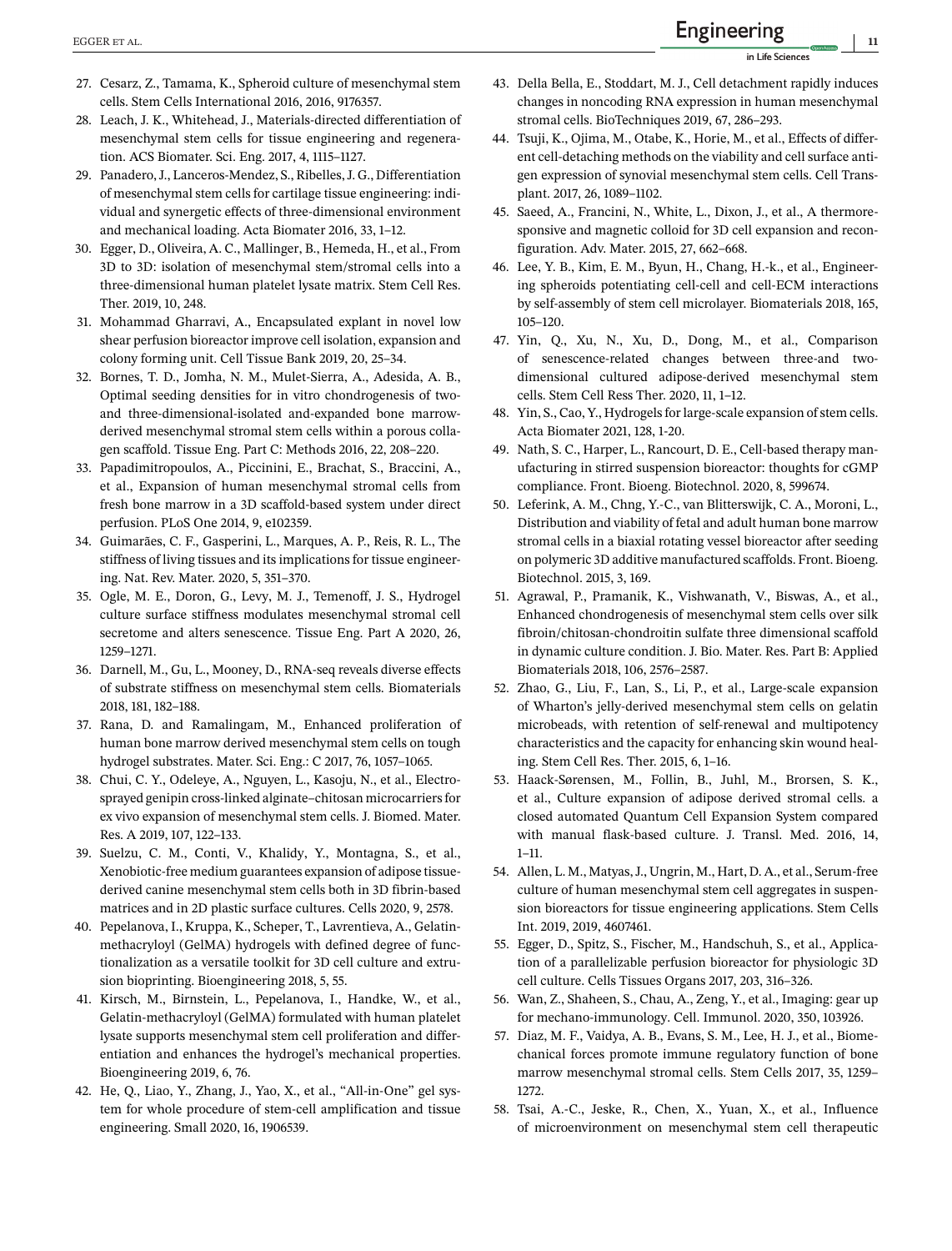27. Cesarz, Z., Tamama, K., Spheroid culture of mesenchymal stem cells. Stem Cells International 2016, 2016, 9176357.
28. Leach, J. K., Whitehead, J., Materials-directed differentiation of mesenchymal stem cells for tissue engineering and regeneration. ACS Biomater. Sci. Eng. 2017, 4, 1115–1127.
29. Panadero, J., Lanceros-Mendez, S., Ribelles, J. G., Differentiation of mesenchymal stem cells for cartilage tissue engineering: individual and synergetic effects of three-dimensional environment and mechanical loading. Acta Biomater 2016, 33, 1–12.
30. Egger, D., Oliveira, A. C., Mallinger, B., Hemeda, H., et al., From 3D to 3D: isolation of mesenchymal stem/stromal cells into a three-dimensional human platelet lysate matrix. Stem Cell Res. Ther. 2019, 10, 248.
31. Mohammad Gharravi, A., Encapsulated explant in novel low shear perfusion bioreactor improve cell isolation, expansion and colony forming unit. Cell Tissue Bank 2019, 20, 25–34.
32. Bornes, T. D., Jomha, N. M., Mulet-Sierra, A., Adesida, A. B., Optimal seeding densities for in vitro chondrogenesis of two- and three-dimensional-isolated and-expanded bone marrow-derived mesenchymal stromal stem cells within a porous collagen scaffold. Tissue Eng. Part C: Methods 2016, 22, 208–220.
33. Papadimitropoulos, A., Piccinini, E., Brachat, S., Braccini, A., et al., Expansion of human mesenchymal stromal cells from fresh bone marrow in a 3D scaffold-based system under direct perfusion. PLoS One 2014, 9, e102359.
34. Guimarães, C. F., Gasperini, L., Marques, A. P., Reis, R. L., The stiffness of living tissues and its implications for tissue engineering. Nat. Rev. Mater. 2020, 5, 351–370.
35. Ogle, M. E., Doron, G., Levy, M. J., Temenoff, J. S., Hydrogel culture surface stiffness modulates mesenchymal stromal cell secretome and alters senescence. Tissue Eng. Part A 2020, 26, 1259–1271.
36. Darnell, M., Gu, L., Mooney, D., RNA-seq reveals diverse effects of substrate stiffness on mesenchymal stem cells. Biomaterials 2018, 181, 182–188.
37. Rana, D. and Ramalingam, M., Enhanced proliferation of human bone marrow derived mesenchymal stem cells on tough hydrogel substrates. Mater. Sci. Eng.: C 2017, 76, 1057–1065.
38. Chui, C. Y., Odeleye, A., Nguyen, L., Kasoju, N., et al., Electrosprayed genipin cross-linked alginate–chitosan microcarriers for ex vivo expansion of mesenchymal stem cells. J. Biomed. Mater. Res. A 2019, 107, 122–133.
39. Suelzu, C. M., Conti, V., Khalidy, Y., Montagna, S., et al., Xenobiotic-free medium guarantees expansion of adipose tissue-derived canine mesenchymal stem cells both in 3D fibrin-based matrices and in 2D plastic surface cultures. Cells 2020, 9, 2578.
40. Pepelanova, I., Kruppa, K., Scheper, T., Lavrentieva, A., Gelatin-methacryloyl (GelMA) hydrogels with defined degree of functionalization as a versatile toolkit for 3D cell culture and extrusion bioprinting. Bioengineering 2018, 5, 55.
41. Kirsch, M., Birnstein, L., Pepelanova, I., Handke, W., et al., Gelatin-methacryloyl (GelMA) formulated with human platelet lysate supports mesenchymal stem cell proliferation and differentiation and enhances the hydrogel's mechanical properties. Bioengineering 2019, 6, 76.
42. He, Q., Liao, Y., Zhang, J., Yao, X., et al., "All-in-One" gel system for whole procedure of stem-cell amplification and tissue engineering. Small 2020, 16, 1906539.
43. Della Bella, E., Stoddart, M. J., Cell detachment rapidly induces changes in noncoding RNA expression in human mesenchymal stromal cells. BioTechniques 2019, 67, 286–293.
44. Tsuji, K., Ojima, M., Otabe, K., Horie, M., et al., Effects of different cell-detaching methods on the viability and cell surface antigen expression of synovial mesenchymal stem cells. Cell Transplant. 2017, 26, 1089–1102.
45. Saeed, A., Francini, N., White, L., Dixon, J., et al., A thermoresponsive and magnetic colloid for 3D cell expansion and reconfiguration. Adv. Mater. 2015, 27, 662–668.
46. Lee, Y. B., Kim, E. M., Byun, H., Chang, H.-k., et al., Engineering spheroids potentiating cell-cell and cell-ECM interactions by self-assembly of stem cell microlayer. Biomaterials 2018, 165, 105–120.
47. Yin, Q., Xu, N., Xu, D., Dong, M., et al., Comparison of senescence-related changes between three-and two-dimensional cultured adipose-derived mesenchymal stem cells. Stem Cell Ress Ther. 2020, 11, 1–12.
48. Yin, S., Cao, Y., Hydrogels for large-scale expansion of stem cells. Acta Biomater 2021, 128, 1-20.
49. Nath, S. C., Harper, L., Rancourt, D. E., Cell-based therapy manufacturing in stirred suspension bioreactor: thoughts for cGMP compliance. Front. Bioeng. Biotechnol. 2020, 8, 599674.
50. Leferink, A. M., Chng, Y.-C., van Blitterswijk, C. A., Moroni, L., Distribution and viability of fetal and adult human bone marrow stromal cells in a biaxial rotating vessel bioreactor after seeding on polymeric 3D additive manufactured scaffolds. Front. Bioeng. Biotechnol. 2015, 3, 169.
51. Agrawal, P., Pramanik, K., Vishwanath, V., Biswas, A., et al., Enhanced chondrogenesis of mesenchymal stem cells over silk fibroin/chitosan-chondroitin sulfate three dimensional scaffold in dynamic culture condition. J. Bio. Mater. Res. Part B: Applied Biomaterials 2018, 106, 2576–2587.
52. Zhao, G., Liu, F., Lan, S., Li, P., et al., Large-scale expansion of Wharton's jelly-derived mesenchymal stem cells on gelatin microbeads, with retention of self-renewal and multipotency characteristics and the capacity for enhancing skin wound healing. Stem Cell Res. Ther. 2015, 6, 1–16.
53. Haack-Sørensen, M., Follin, B., Juhl, M., Brorsen, S. K., et al., Culture expansion of adipose derived stromal cells. a closed automated Quantum Cell Expansion System compared with manual flask-based culture. J. Transl. Med. 2016, 14, 1–11.
54. Allen, L. M., Matyas, J., Ungrin, M., Hart, D. A., et al., Serum-free culture of human mesenchymal stem cell aggregates in suspension bioreactors for tissue engineering applications. Stem Cells Int. 2019, 2019, 4607461.
55. Egger, D., Spitz, S., Fischer, M., Handschuh, S., et al., Application of a parallelizable perfusion bioreactor for physiologic 3D cell culture. Cells Tissues Organs 2017, 203, 316–326.
56. Wan, Z., Shaheen, S., Chau, A., Zeng, Y., et al., Imaging: gear up for mechano-immunology. Cell. Immunol. 2020, 350, 103926.
57. Diaz, M. F., Vaidya, A. B., Evans, S. M., Lee, H. J., et al., Biomechanical forces promote immune regulatory function of bone marrow mesenchymal stromal cells. Stem Cells 2017, 35, 1259–1272.
58. Tsai, A.-C., Jeske, R., Chen, X., Yuan, X., et al., Influence of microenvironment on mesenchymal stem cell therapeutic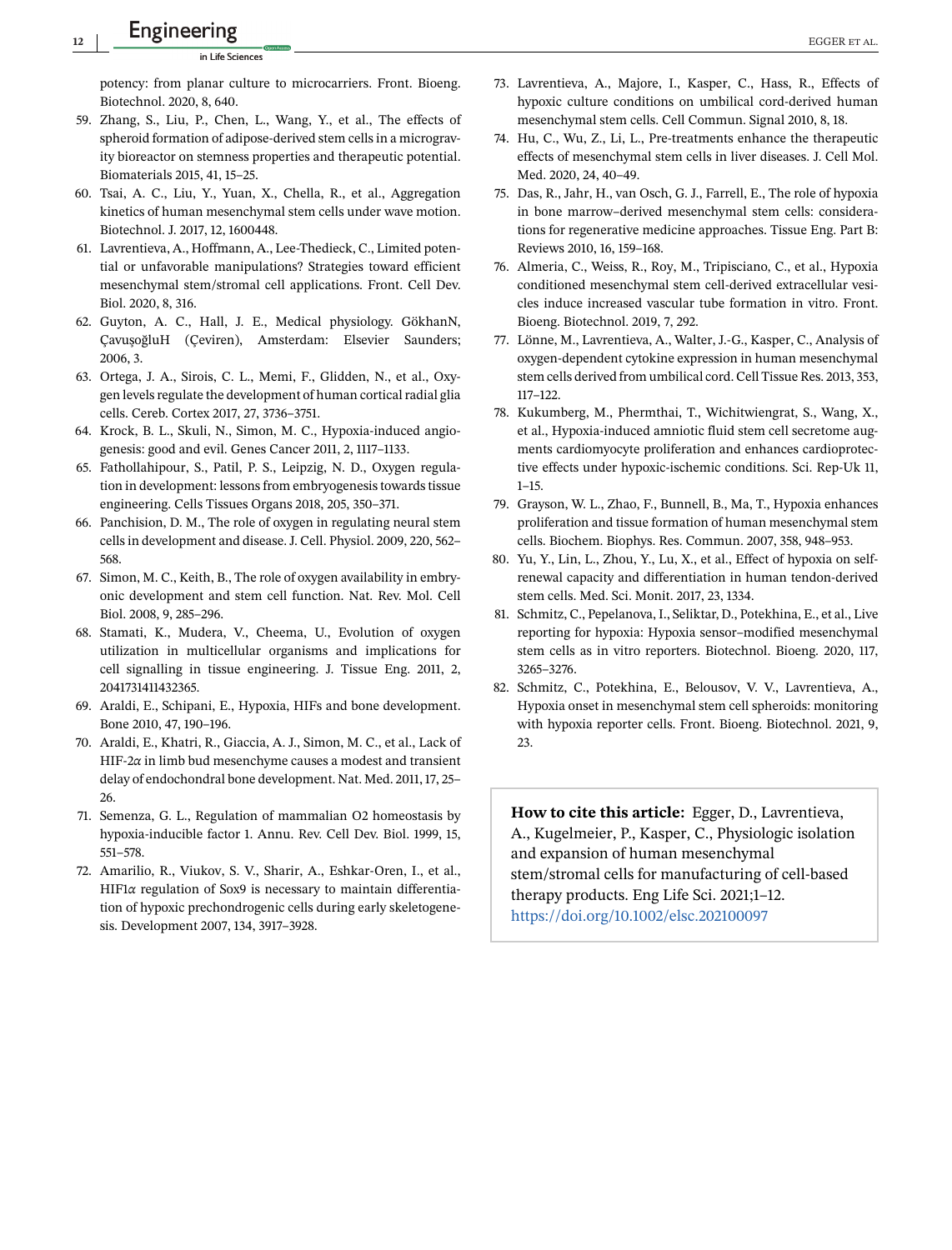potency: from planar culture to microcarriers. Front. Bioeng. Biotechnol. 2020, 8, 640.

59. Zhang, S., Liu, P., Chen, L., Wang, Y., et al., The effects of spheroid formation of adipose-derived stem cells in a microgravity bioreactor on stemness properties and therapeutic potential. Biomaterials 2015, 41, 15–25.
60. Tsai, A. C., Liu, Y., Yuan, X., Chella, R., et al., Aggregation kinetics of human mesenchymal stem cells under wave motion. Biotechnol. J. 2017, 12, 1600448.
61. Lavrentieva, A., Hoffmann, A., Lee-Thedieck, C., Limited potential or unfavorable manipulations? Strategies toward efficient mesenchymal stem/stromal cell applications. Front. Cell Dev. Biol. 2020, 8, 316.
62. Guyton, A. C., Hall, J. E., Medical physiology. GökhanN, ÇavuşoğluH (Çeviren), Amsterdam: Elsevier Saunders; 2006, 3.
63. Ortega, J. A., Sirois, C. L., Memi, F., Glidden, N., et al., Oxygen levels regulate the development of human cortical radial glia cells. Cereb. Cortex 2017, 27, 3736–3751.
64. Krock, B. L., Skuli, N., Simon, M. C., Hypoxia-induced angiogenesis: good and evil. Genes Cancer 2011, 2, 1117–1133.
65. Fathollahipour, S., Patil, P. S., Leipzig, N. D., Oxygen regulation in development: lessons from embryogenesis towards tissue engineering. Cells Tissues Organs 2018, 205, 350–371.
66. Panchision, D. M., The role of oxygen in regulating neural stem cells in development and disease. J. Cell. Physiol. 2009, 220, 562–568.
67. Simon, M. C., Keith, B., The role of oxygen availability in embryonic development and stem cell function. Nat. Rev. Mol. Cell Biol. 2008, 9, 285–296.
68. Stamati, K., Mudera, V., Cheema, U., Evolution of oxygen utilization in multicellular organisms and implications for cell signalling in tissue engineering. J. Tissue Eng. 2011, 2, 2041731411432365.
69. Araldi, E., Schipani, E., Hypoxia, HIFs and bone development. Bone 2010, 47, 190–196.
70. Araldi, E., Khatri, R., Giaccia, A. J., Simon, M. C., et al., Lack of HIF-2$\alpha$ in limb bud mesenchyme causes a modest and transient delay of endochondral bone development. Nat. Med. 2011, 17, 25–26.
71. Semenza, G. L., Regulation of mammalian O2 homeostasis by hypoxia-inducible factor 1. Annu. Rev. Cell Dev. Biol. 1999, 15, 551–578.
72. Amarilio, R., Viukov, S. V., Sharir, A., Eshkar-Oren, I., et al., HIF1$\alpha$ regulation of Sox9 is necessary to maintain differentiation of hypoxic prechondrogenic cells during early skeletogenesis. Development 2007, 134, 3917–3928.
73. Lavrentieva, A., Majore, I., Kasper, C., Hass, R., Effects of hypoxic culture conditions on umbilical cord-derived human mesenchymal stem cells. Cell Commun. Signal 2010, 8, 18.
74. Hu, C., Wu, Z., Li, L., Pre-treatments enhance the therapeutic effects of mesenchymal stem cells in liver diseases. J. Cell Mol. Med. 2020, 24, 40–49.
75. Das, R., Jahr, H., van Osch, G. J., Farrell, E., The role of hypoxia in bone marrow–derived mesenchymal stem cells: considerations for regenerative medicine approaches. Tissue Eng. Part B: Reviews 2010, 16, 159–168.
76. Almeria, C., Weiss, R., Roy, M., Tripisciano, C., et al., Hypoxia conditioned mesenchymal stem cell-derived extracellular vesicles induce increased vascular tube formation in vitro. Front. Bioeng. Biotechnol. 2019, 7, 292.
77. Lönne, M., Lavrentieva, A., Walter, J.-G., Kasper, C., Analysis of oxygen-dependent cytokine expression in human mesenchymal stem cells derived from umbilical cord. Cell Tissue Res. 2013, 353, 117–122.
78. Kukumberg, M., Phermthai, T., Wichitwiengrat, S., Wang, X., et al., Hypoxia-induced amniotic fluid stem cell secretome augments cardiomyocyte proliferation and enhances cardioprotective effects under hypoxic-ischemic conditions. Sci. Rep-Uk 11, 1–15.
79. Grayson, W. L., Zhao, F., Bunnell, B., Ma, T., Hypoxia enhances proliferation and tissue formation of human mesenchymal stem cells. Biochem. Biophys. Res. Commun. 2007, 358, 948–953.
80. Yu, Y., Lin, L., Zhou, Y., Lu, X., et al., Effect of hypoxia on self-renewal capacity and differentiation in human tendon-derived stem cells. Med. Sci. Monit. 2017, 23, 1334.
81. Schmitz, C., Pepelanova, I., Seliktar, D., Potekhina, E., et al., Live reporting for hypoxia: Hypoxia sensor–modified mesenchymal stem cells as in vitro reporters. Biotechnol. Bioeng. 2020, 117, 3265–3276.
82. Schmitz, C., Potekhina, E., Belousov, V. V., Lavrentieva, A., Hypoxia onset in mesenchymal stem cell spheroids: monitoring with hypoxia reporter cells. Front. Bioeng. Biotechnol. 2021, 9, 23.

**How to cite this article:** Egger, D., Lavrentieva, A., Kugelmeier, P., Kasper, C., Physiologic isolation and expansion of human mesenchymal stem/stromal cells for manufacturing of cell-based therapy products. Eng Life Sci. 2021;1–12. https://doi.org/10.1002/elsc.202100097